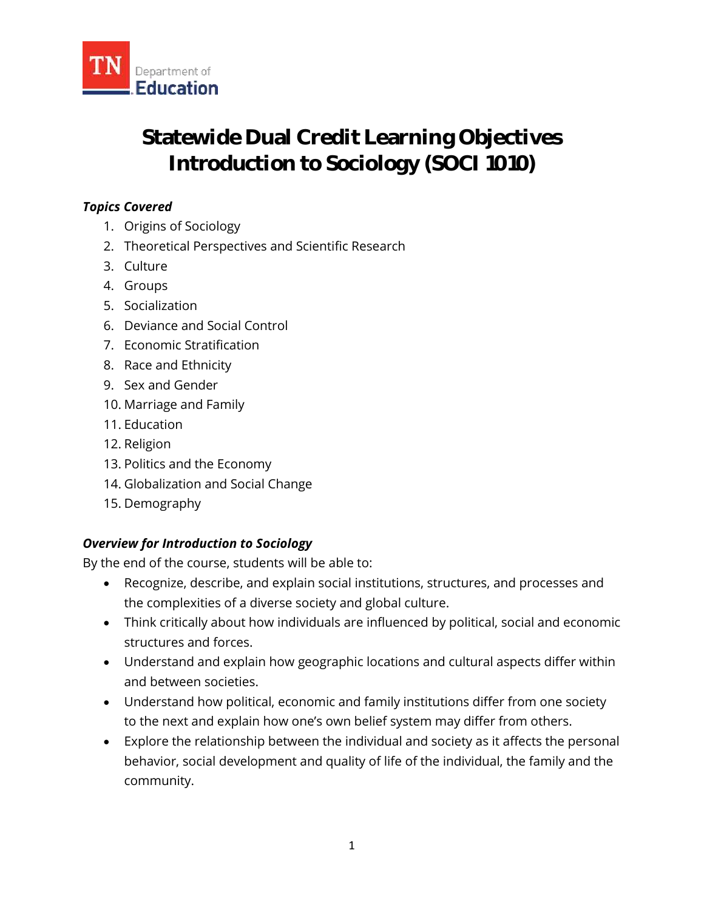TN Department of Education

# Statewide Dual Credit Learning Objectives
# Introduction to Sociology (SOCI 1010)

***Topics Covered***

1. Origins of Sociology
2. Theoretical Perspectives and Scientific Research
3. Culture
4. Groups
5. Socialization
6. Deviance and Social Control
7. Economic Stratification
8. Race and Ethnicity
9. Sex and Gender
10. Marriage and Family
11. Education
12. Religion
13. Politics and the Economy
14. Globalization and Social Change
15. Demography

***Overview for Introduction to Sociology***

By the end of the course, students will be able to:

- Recognize, describe, and explain social institutions, structures, and processes and the complexities of a diverse society and global culture.
- Think critically about how individuals are influenced by political, social and economic structures and forces.
- Understand and explain how geographic locations and cultural aspects differ within and between societies.
- Understand how political, economic and family institutions differ from one society to the next and explain how one's own belief system may differ from others.
- Explore the relationship between the individual and society as it affects the personal behavior, social development and quality of life of the individual, the family and the community.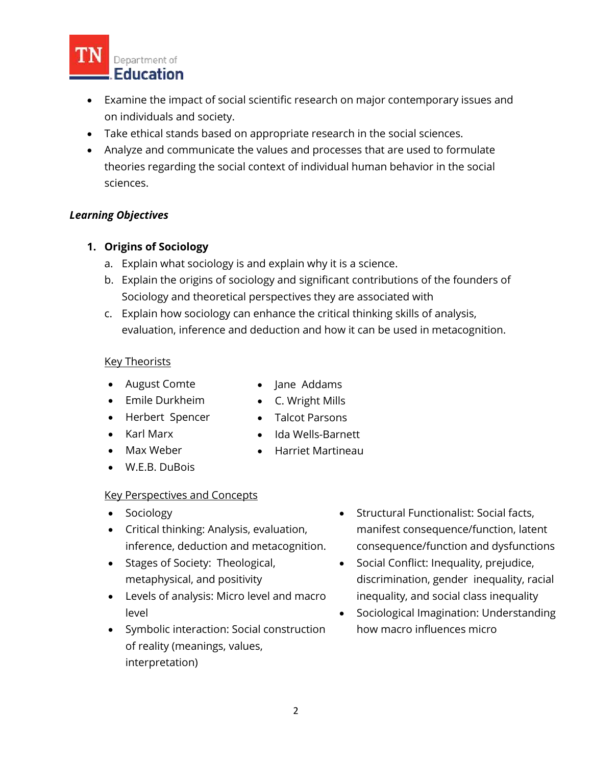- Examine the impact of social scientific research on major contemporary issues and on individuals and society.
- Take ethical stands based on appropriate research in the social sciences.
- Analyze and communicate the values and processes that are used to formulate theories regarding the social context of individual human behavior in the social sciences.

***Learning Objectives***

1. **Origins of Sociology**
   a. Explain what sociology is and explain why it is a science.
   b. Explain the origins of sociology and significant contributions of the founders of Sociology and theoretical perspectives they are associated with
   c. Explain how sociology can enhance the critical thinking skills of analysis, evaluation, inference and deduction and how it can be used in metacognition.

   Key Theorists

   - August Comte
   - Emile Durkheim
   - Herbert Spencer
   - Karl Marx
   - Max Weber
   - W.E.B. DuBois
   - Jane Addams
   - C. Wright Mills
   - Talcot Parsons
   - Ida Wells-Barnett
   - Harriet Martineau

   Key Perspectives and Concepts

   - Sociology
   - Critical thinking: Analysis, evaluation, inference, deduction and metacognition.
   - Stages of Society: Theological, metaphysical, and positivity
   - Levels of analysis: Micro level and macro level
   - Symbolic interaction: Social construction of reality (meanings, values, interpretation)
   - Structural Functionalist: Social facts, manifest consequence/function, latent consequence/function and dysfunctions
   - Social Conflict: Inequality, prejudice, discrimination, gender inequality, racial inequality, and social class inequality
   - Sociological Imagination: Understanding how macro influences micro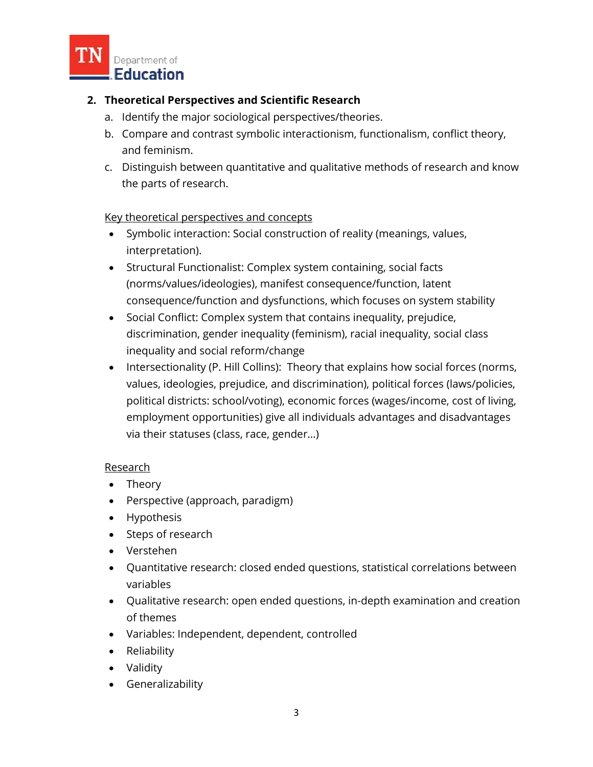2. **Theoretical Perspectives and Scientific Research**
    a. Identify the major sociological perspectives/theories.
    b. Compare and contrast symbolic interactionism, functionalism, conflict theory, and feminism.
    c. Distinguish between quantitative and qualitative methods of research and know the parts of research.

<u>Key theoretical perspectives and concepts</u>

- Symbolic interaction: Social construction of reality (meanings, values, interpretation).
- Structural Functionalist: Complex system containing, social facts (norms/values/ideologies), manifest consequence/function, latent consequence/function and dysfunctions, which focuses on system stability
- Social Conflict: Complex system that contains inequality, prejudice, discrimination, gender inequality (feminism), racial inequality, social class inequality and social reform/change
- Intersectionality (P. Hill Collins): Theory that explains how social forces (norms, values, ideologies, prejudice, and discrimination), political forces (laws/policies, political districts: school/voting), economic forces (wages/income, cost of living, employment opportunities) give all individuals advantages and disadvantages via their statuses (class, race, gender…)

<u>Research</u>

- Theory
- Perspective (approach, paradigm)
- Hypothesis
- Steps of research
- Verstehen
- Quantitative research: closed ended questions, statistical correlations between variables
- Qualitative research: open ended questions, in-depth examination and creation of themes
- Variables: Independent, dependent, controlled
- Reliability
- Validity
- Generalizability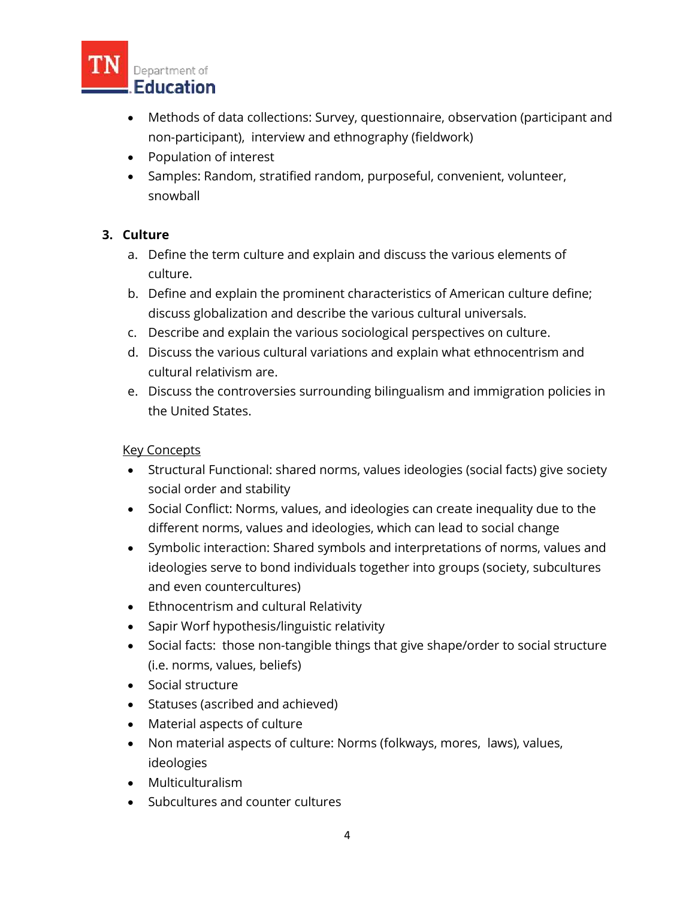- Methods of data collections: Survey, questionnaire, observation (participant and non-participant), interview and ethnography (fieldwork)
- Population of interest
- Samples: Random, stratified random, purposeful, convenient, volunteer, snowball

3. **Culture**
   a. Define the term culture and explain and discuss the various elements of culture.
   b. Define and explain the prominent characteristics of American culture define; discuss globalization and describe the various cultural universals.
   c. Describe and explain the various sociological perspectives on culture.
   d. Discuss the various cultural variations and explain what ethnocentrism and cultural relativism are.
   e. Discuss the controversies surrounding bilingualism and immigration policies in the United States.

   Key Concepts

   - Structural Functional: shared norms, values ideologies (social facts) give society social order and stability
   - Social Conflict: Norms, values, and ideologies can create inequality due to the different norms, values and ideologies, which can lead to social change
   - Symbolic interaction: Shared symbols and interpretations of norms, values and ideologies serve to bond individuals together into groups (society, subcultures and even countercultures)
   - Ethnocentrism and cultural Relativity
   - Sapir Worf hypothesis/linguistic relativity
   - Social facts: those non-tangible things that give shape/order to social structure (i.e. norms, values, beliefs)
   - Social structure
   - Statuses (ascribed and achieved)
   - Material aspects of culture
   - Non material aspects of culture: Norms (folkways, mores, laws), values, ideologies
   - Multiculturalism
   - Subcultures and counter cultures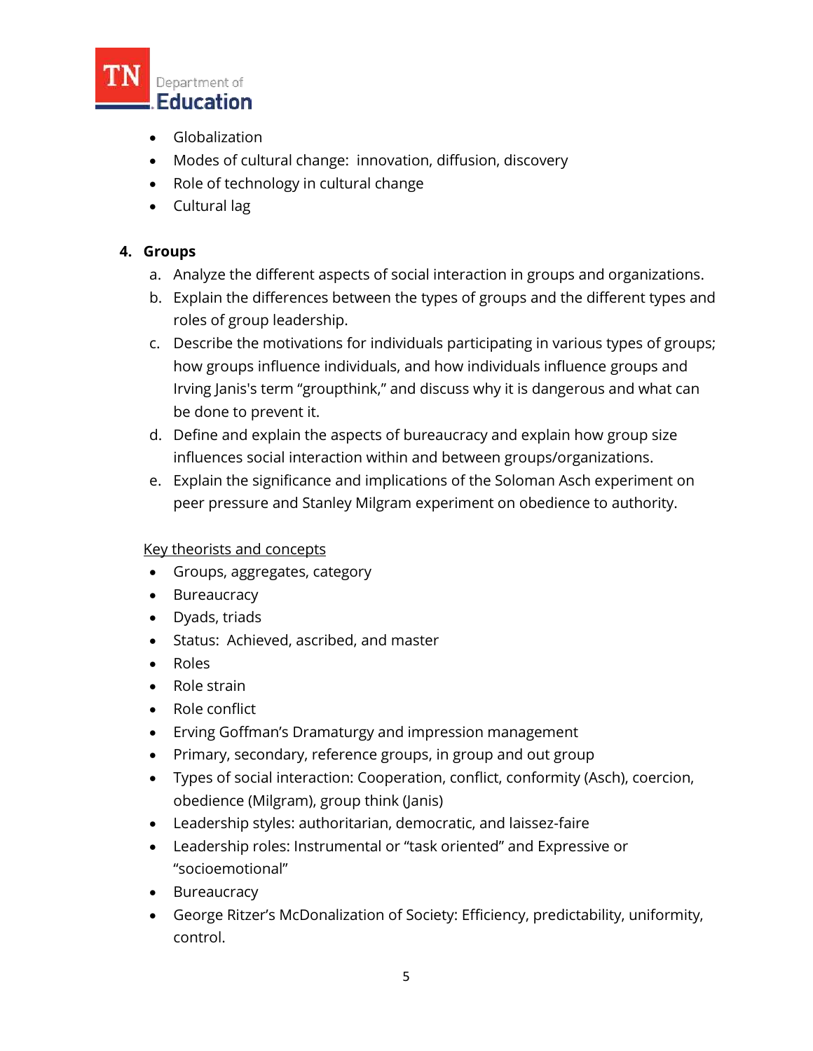- Globalization
- Modes of cultural change: innovation, diffusion, discovery
- Role of technology in cultural change
- Cultural lag

**4. Groups**

a. Analyze the different aspects of social interaction in groups and organizations.
b. Explain the differences between the types of groups and the different types and roles of group leadership.
c. Describe the motivations for individuals participating in various types of groups; how groups influence individuals, and how individuals influence groups and Irving Janis's term "groupthink," and discuss why it is dangerous and what can be done to prevent it.
d. Define and explain the aspects of bureaucracy and explain how group size influences social interaction within and between groups/organizations.
e. Explain the significance and implications of the Soloman Asch experiment on peer pressure and Stanley Milgram experiment on obedience to authority.

<u>Key theorists and concepts</u>

- Groups, aggregates, category
- Bureaucracy
- Dyads, triads
- Status: Achieved, ascribed, and master
- Roles
- Role strain
- Role conflict
- Erving Goffman's Dramaturgy and impression management
- Primary, secondary, reference groups, in group and out group
- Types of social interaction: Cooperation, conflict, conformity (Asch), coercion, obedience (Milgram), group think (Janis)
- Leadership styles: authoritarian, democratic, and laissez-faire
- Leadership roles: Instrumental or "task oriented" and Expressive or "socioemotional"
- Bureaucracy
- George Ritzer's McDonalization of Society: Efficiency, predictability, uniformity, control.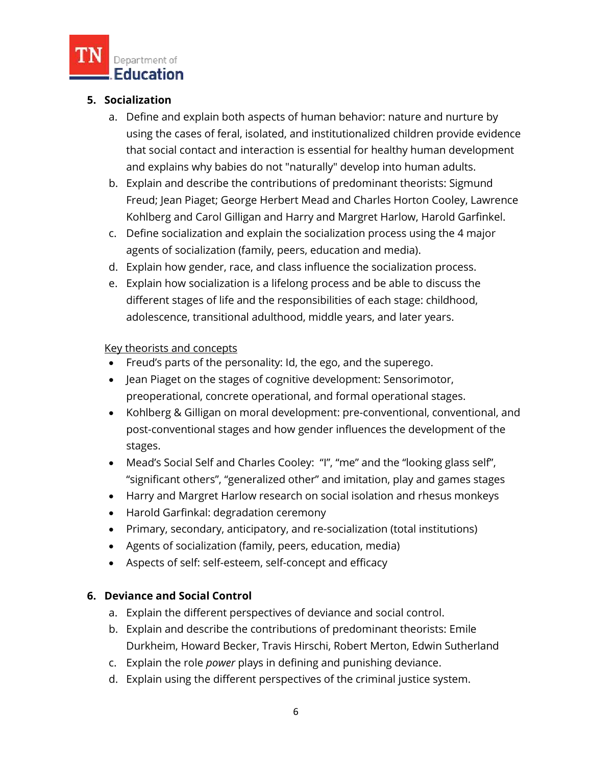5. **Socialization**
    a. Define and explain both aspects of human behavior: nature and nurture by using the cases of feral, isolated, and institutionalized children provide evidence that social contact and interaction is essential for healthy human development and explains why babies do not "naturally" develop into human adults.
    b. Explain and describe the contributions of predominant theorists: Sigmund Freud; Jean Piaget; George Herbert Mead and Charles Horton Cooley, Lawrence Kohlberg and Carol Gilligan and Harry and Margret Harlow, Harold Garfinkel.
    c. Define socialization and explain the socialization process using the 4 major agents of socialization (family, peers, education and media).
    d. Explain how gender, race, and class influence the socialization process.
    e. Explain how socialization is a lifelong process and be able to discuss the different stages of life and the responsibilities of each stage: childhood, adolescence, transitional adulthood, middle years, and later years.

    <u>Key theorists and concepts</u>
    - Freud's parts of the personality: Id, the ego, and the superego.
    - Jean Piaget on the stages of cognitive development: Sensorimotor, preoperational, concrete operational, and formal operational stages.
    - Kohlberg & Gilligan on moral development: pre-conventional, conventional, and post-conventional stages and how gender influences the development of the stages.
    - Mead's Social Self and Charles Cooley: "I", "me" and the "looking glass self", "significant others", "generalized other" and imitation, play and games stages
    - Harry and Margret Harlow research on social isolation and rhesus monkeys
    - Harold Garfinkal: degradation ceremony
    - Primary, secondary, anticipatory, and re-socialization (total institutions)
    - Agents of socialization (family, peers, education, media)
    - Aspects of self: self-esteem, self-concept and efficacy

6. **Deviance and Social Control**
    a. Explain the different perspectives of deviance and social control.
    b. Explain and describe the contributions of predominant theorists: Emile Durkheim, Howard Becker, Travis Hirschi, Robert Merton, Edwin Sutherland
    c. Explain the role *power* plays in defining and punishing deviance.
    d. Explain using the different perspectives of the criminal justice system.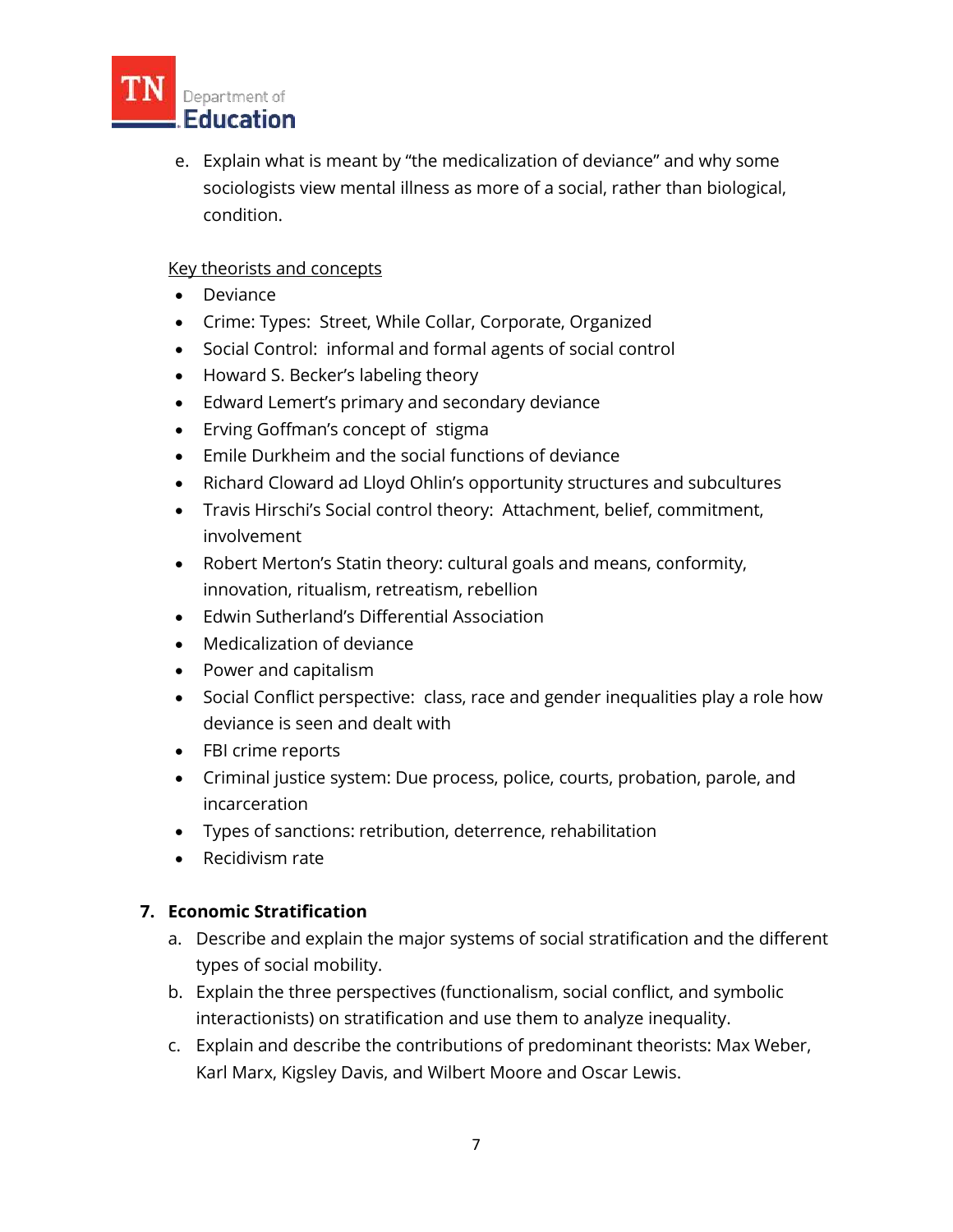e. Explain what is meant by "the medicalization of deviance" and why some sociologists view mental illness as more of a social, rather than biological, condition.

Key theorists and concepts

- Deviance
- Crime: Types: Street, While Collar, Corporate, Organized
- Social Control: informal and formal agents of social control
- Howard S. Becker's labeling theory
- Edward Lemert's primary and secondary deviance
- Erving Goffman's concept of stigma
- Emile Durkheim and the social functions of deviance
- Richard Cloward ad Lloyd Ohlin's opportunity structures and subcultures
- Travis Hirschi's Social control theory: Attachment, belief, commitment, involvement
- Robert Merton's Statin theory: cultural goals and means, conformity, innovation, ritualism, retreatism, rebellion
- Edwin Sutherland's Differential Association
- Medicalization of deviance
- Power and capitalism
- Social Conflict perspective: class, race and gender inequalities play a role how deviance is seen and dealt with
- FBI crime reports
- Criminal justice system: Due process, police, courts, probation, parole, and incarceration
- Types of sanctions: retribution, deterrence, rehabilitation
- Recidivism rate

## 7. Economic Stratification

a. Describe and explain the major systems of social stratification and the different types of social mobility.

b. Explain the three perspectives (functionalism, social conflict, and symbolic interactionists) on stratification and use them to analyze inequality.

c. Explain and describe the contributions of predominant theorists: Max Weber, Karl Marx, Kigsley Davis, and Wilbert Moore and Oscar Lewis.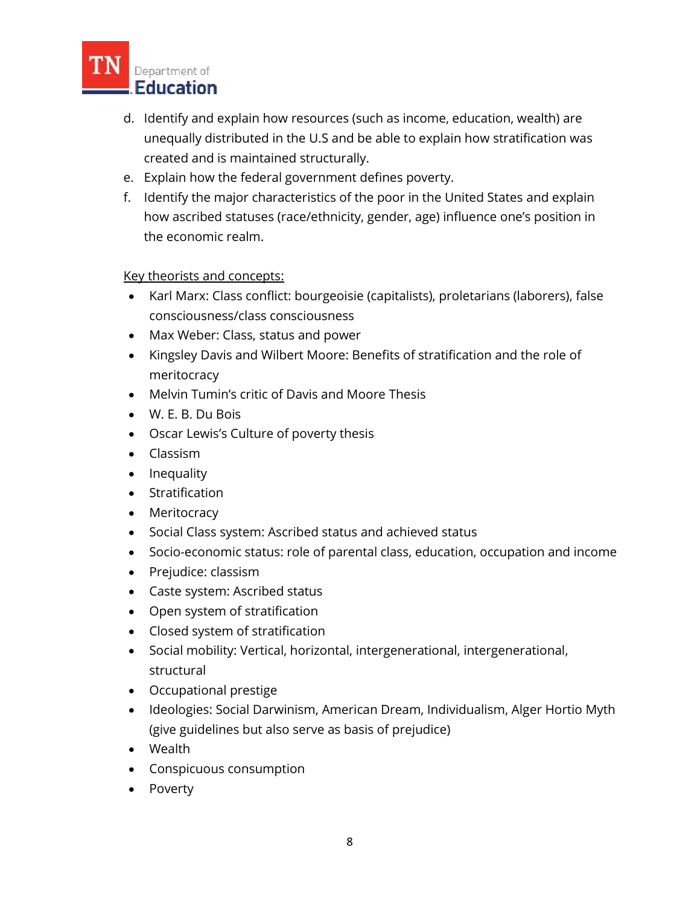d. Identify and explain how resources (such as income, education, wealth) are unequally distributed in the U.S and be able to explain how stratification was created and is maintained structurally.
e. Explain how the federal government defines poverty.
f. Identify the major characteristics of the poor in the United States and explain how ascribed statuses (race/ethnicity, gender, age) influence one's position in the economic realm.

<u>Key theorists and concepts:</u>

- Karl Marx: Class conflict: bourgeoisie (capitalists), proletarians (laborers), false consciousness/class consciousness
- Max Weber: Class, status and power
- Kingsley Davis and Wilbert Moore: Benefits of stratification and the role of meritocracy
- Melvin Tumin's critic of Davis and Moore Thesis
- W. E. B. Du Bois
- Oscar Lewis's Culture of poverty thesis
- Classism
- Inequality
- Stratification
- Meritocracy
- Social Class system: Ascribed status and achieved status
- Socio-economic status: role of parental class, education, occupation and income
- Prejudice: classism
- Caste system: Ascribed status
- Open system of stratification
- Closed system of stratification
- Social mobility: Vertical, horizontal, intergenerational, intergenerational, structural
- Occupational prestige
- Ideologies: Social Darwinism, American Dream, Individualism, Alger Hortio Myth (give guidelines but also serve as basis of prejudice)
- Wealth
- Conspicuous consumption
- Poverty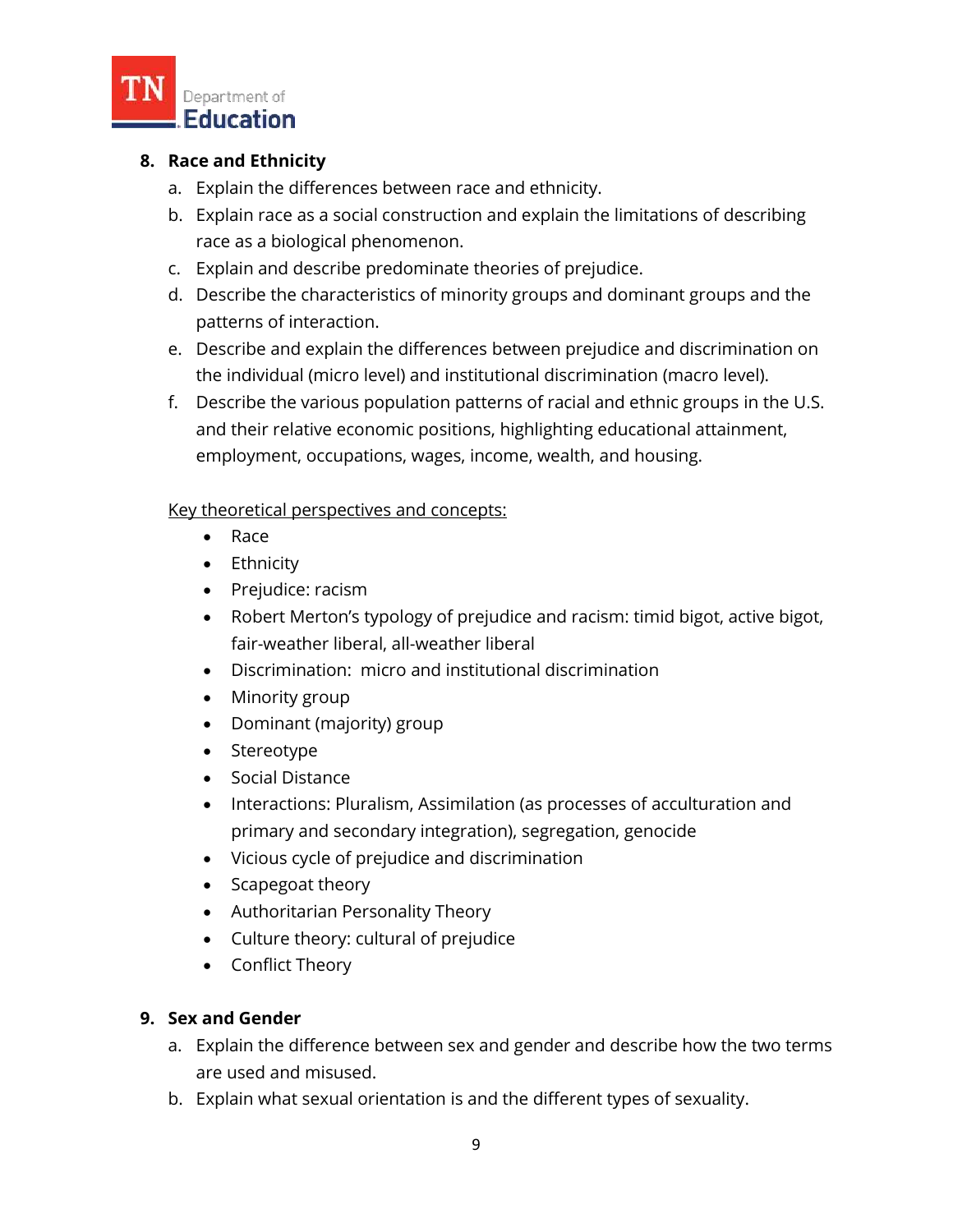8. **Race and Ethnicity**
   a. Explain the differences between race and ethnicity.
   b. Explain race as a social construction and explain the limitations of describing race as a biological phenomenon.
   c. Explain and describe predominate theories of prejudice.
   d. Describe the characteristics of minority groups and dominant groups and the patterns of interaction.
   e. Describe and explain the differences between prejudice and discrimination on the individual (micro level) and institutional discrimination (macro level).
   f. Describe the various population patterns of racial and ethnic groups in the U.S. and their relative economic positions, highlighting educational attainment, employment, occupations, wages, income, wealth, and housing.

   <u>Key theoretical perspectives and concepts:</u>
   - Race
   - Ethnicity
   - Prejudice: racism
   - Robert Merton's typology of prejudice and racism: timid bigot, active bigot, fair-weather liberal, all-weather liberal
   - Discrimination: micro and institutional discrimination
   - Minority group
   - Dominant (majority) group
   - Stereotype
   - Social Distance
   - Interactions: Pluralism, Assimilation (as processes of acculturation and primary and secondary integration), segregation, genocide
   - Vicious cycle of prejudice and discrimination
   - Scapegoat theory
   - Authoritarian Personality Theory
   - Culture theory: cultural of prejudice
   - Conflict Theory

9. **Sex and Gender**
   a. Explain the difference between sex and gender and describe how the two terms are used and misused.
   b. Explain what sexual orientation is and the different types of sexuality.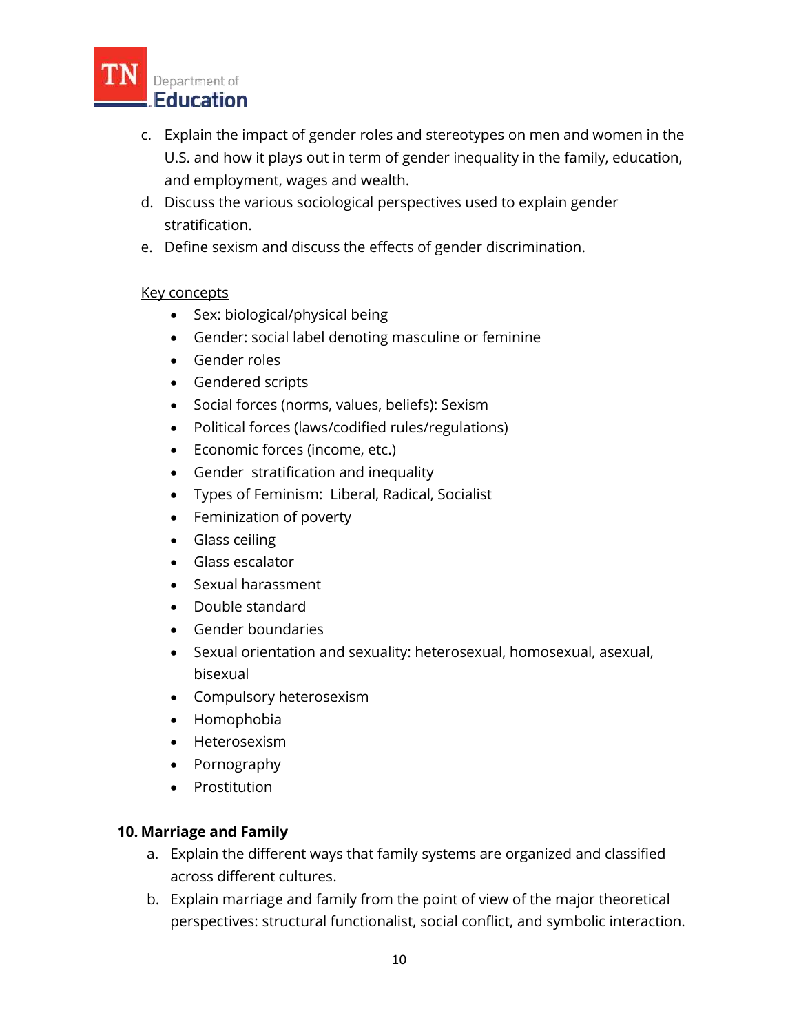c. Explain the impact of gender roles and stereotypes on men and women in the U.S. and how it plays out in term of gender inequality in the family, education, and employment, wages and wealth.
d. Discuss the various sociological perspectives used to explain gender stratification.
e. Define sexism and discuss the effects of gender discrimination.

Key concepts

- Sex: biological/physical being
- Gender: social label denoting masculine or feminine
- Gender roles
- Gendered scripts
- Social forces (norms, values, beliefs): Sexism
- Political forces (laws/codified rules/regulations)
- Economic forces (income, etc.)
- Gender stratification and inequality
- Types of Feminism: Liberal, Radical, Socialist
- Feminization of poverty
- Glass ceiling
- Glass escalator
- Sexual harassment
- Double standard
- Gender boundaries
- Sexual orientation and sexuality: heterosexual, homosexual, asexual, bisexual
- Compulsory heterosexism
- Homophobia
- Heterosexism
- Pornography
- Prostitution

**10. Marriage and Family**

a. Explain the different ways that family systems are organized and classified across different cultures.
b. Explain marriage and family from the point of view of the major theoretical perspectives: structural functionalist, social conflict, and symbolic interaction.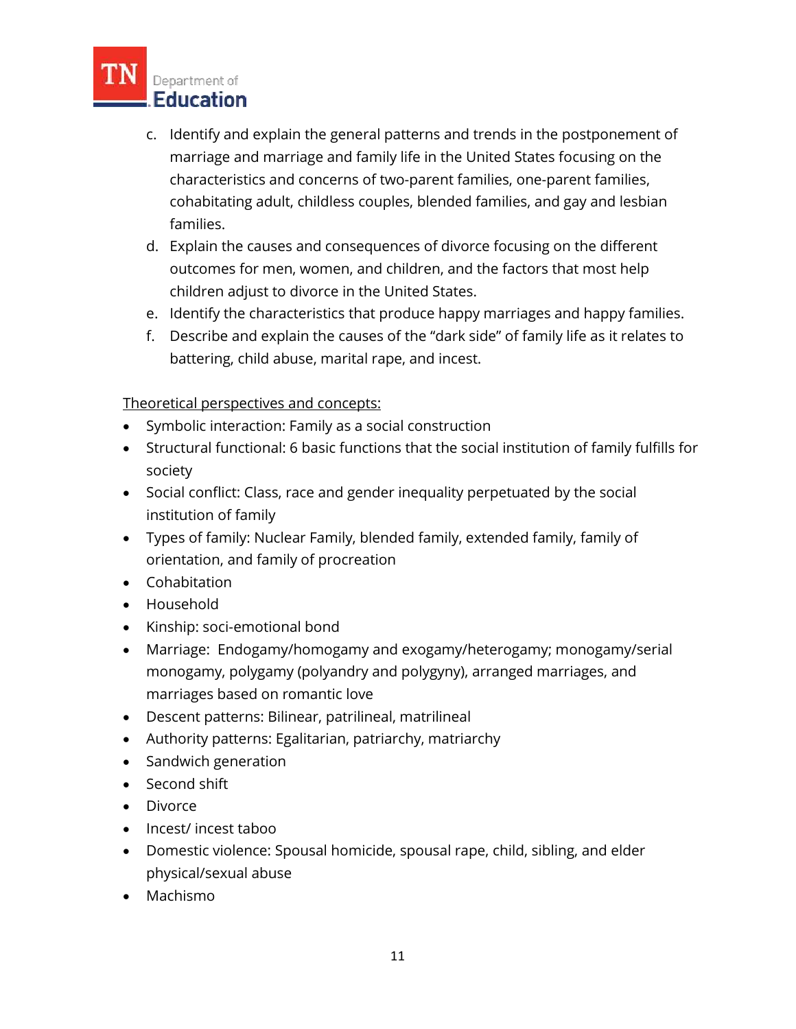c. Identify and explain the general patterns and trends in the postponement of marriage and marriage and family life in the United States focusing on the characteristics and concerns of two-parent families, one-parent families, cohabitating adult, childless couples, blended families, and gay and lesbian families.
d. Explain the causes and consequences of divorce focusing on the different outcomes for men, women, and children, and the factors that most help children adjust to divorce in the United States.
e. Identify the characteristics that produce happy marriages and happy families.
f. Describe and explain the causes of the "dark side" of family life as it relates to battering, child abuse, marital rape, and incest.

<u>Theoretical perspectives and concepts:</u>

- Symbolic interaction: Family as a social construction
- Structural functional: 6 basic functions that the social institution of family fulfills for society
- Social conflict: Class, race and gender inequality perpetuated by the social institution of family
- Types of family: Nuclear Family, blended family, extended family, family of orientation, and family of procreation
- Cohabitation
- Household
- Kinship: soci-emotional bond
- Marriage: Endogamy/homogamy and exogamy/heterogamy; monogamy/serial monogamy, polygamy (polyandry and polygyny), arranged marriages, and marriages based on romantic love
- Descent patterns: Bilinear, patrilineal, matrilineal
- Authority patterns: Egalitarian, patriarchy, matriarchy
- Sandwich generation
- Second shift
- Divorce
- Incest/ incest taboo
- Domestic violence: Spousal homicide, spousal rape, child, sibling, and elder physical/sexual abuse
- Machismo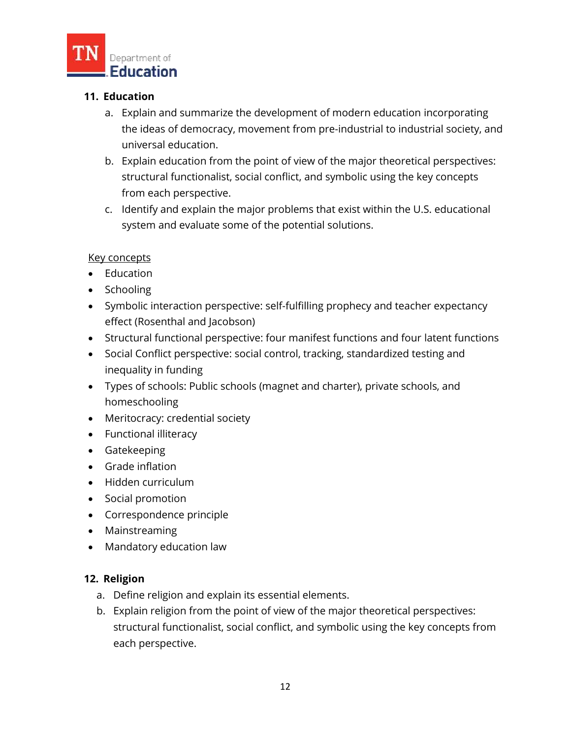## 11. Education

a. Explain and summarize the development of modern education incorporating the ideas of democracy, movement from pre-industrial to industrial society, and universal education.

b. Explain education from the point of view of the major theoretical perspectives: structural functionalist, social conflict, and symbolic using the key concepts from each perspective.

c. Identify and explain the major problems that exist within the U.S. educational system and evaluate some of the potential solutions.

<u>Key concepts</u>

- Education
- Schooling
- Symbolic interaction perspective: self-fulfilling prophecy and teacher expectancy effect (Rosenthal and Jacobson)
- Structural functional perspective: four manifest functions and four latent functions
- Social Conflict perspective: social control, tracking, standardized testing and inequality in funding
- Types of schools: Public schools (magnet and charter), private schools, and homeschooling
- Meritocracy: credential society
- Functional illiteracy
- Gatekeeping
- Grade inflation
- Hidden curriculum
- Social promotion
- Correspondence principle
- Mainstreaming
- Mandatory education law

## 12. Religion

a. Define religion and explain its essential elements.

b. Explain religion from the point of view of the major theoretical perspectives: structural functionalist, social conflict, and symbolic using the key concepts from each perspective.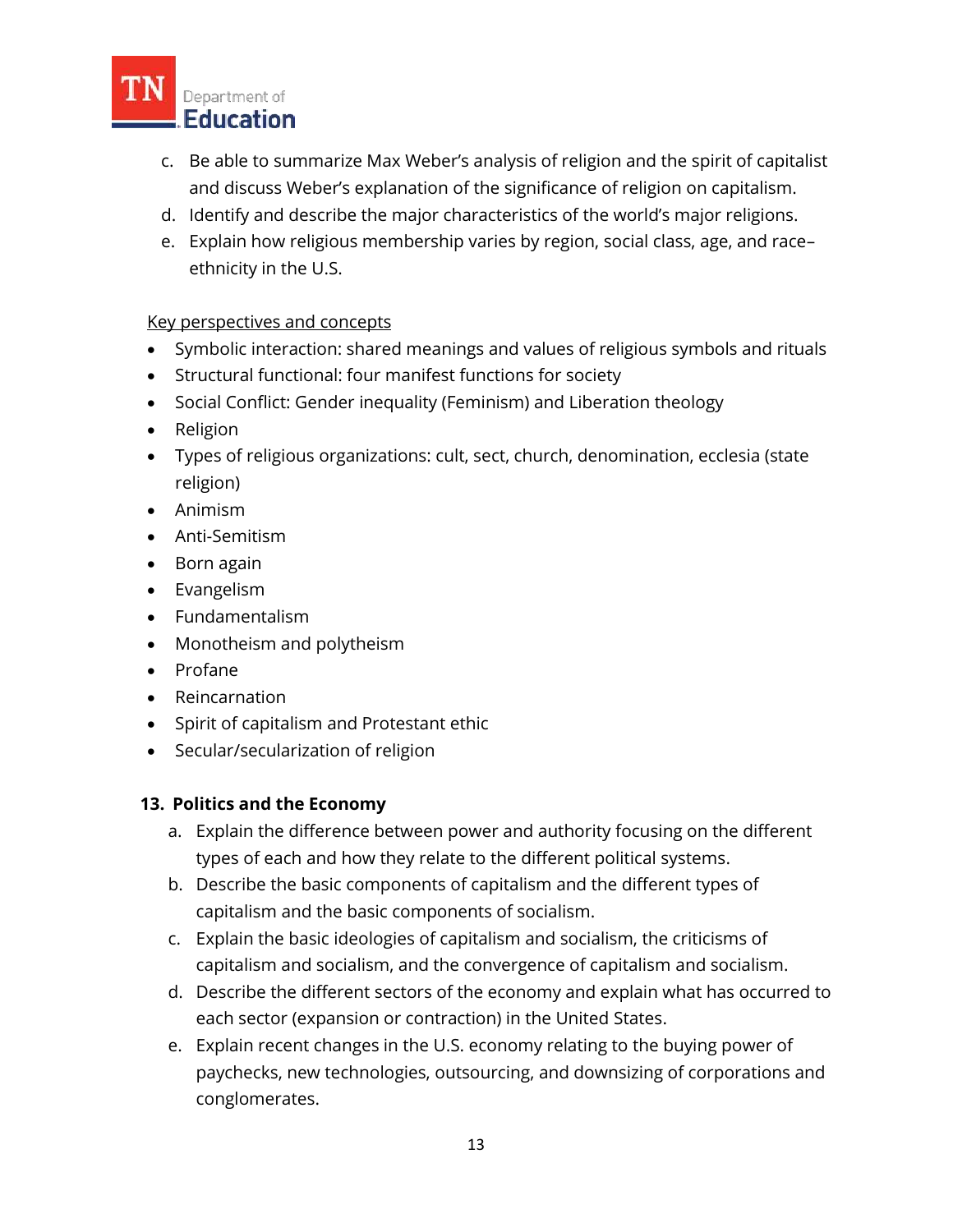c. Be able to summarize Max Weber's analysis of religion and the spirit of capitalist and discuss Weber's explanation of the significance of religion on capitalism.
d. Identify and describe the major characteristics of the world's major religions.
e. Explain how religious membership varies by region, social class, age, and race–ethnicity in the U.S.

<u>Key perspectives and concepts</u>

- Symbolic interaction: shared meanings and values of religious symbols and rituals
- Structural functional: four manifest functions for society
- Social Conflict: Gender inequality (Feminism) and Liberation theology
- Religion
- Types of religious organizations: cult, sect, church, denomination, ecclesia (state religion)
- Animism
- Anti-Semitism
- Born again
- Evangelism
- Fundamentalism
- Monotheism and polytheism
- Profane
- Reincarnation
- Spirit of capitalism and Protestant ethic
- Secular/secularization of religion

**13. Politics and the Economy**

a. Explain the difference between power and authority focusing on the different types of each and how they relate to the different political systems.
b. Describe the basic components of capitalism and the different types of capitalism and the basic components of socialism.
c. Explain the basic ideologies of capitalism and socialism, the criticisms of capitalism and socialism, and the convergence of capitalism and socialism.
d. Describe the different sectors of the economy and explain what has occurred to each sector (expansion or contraction) in the United States.
e. Explain recent changes in the U.S. economy relating to the buying power of paychecks, new technologies, outsourcing, and downsizing of corporations and conglomerates.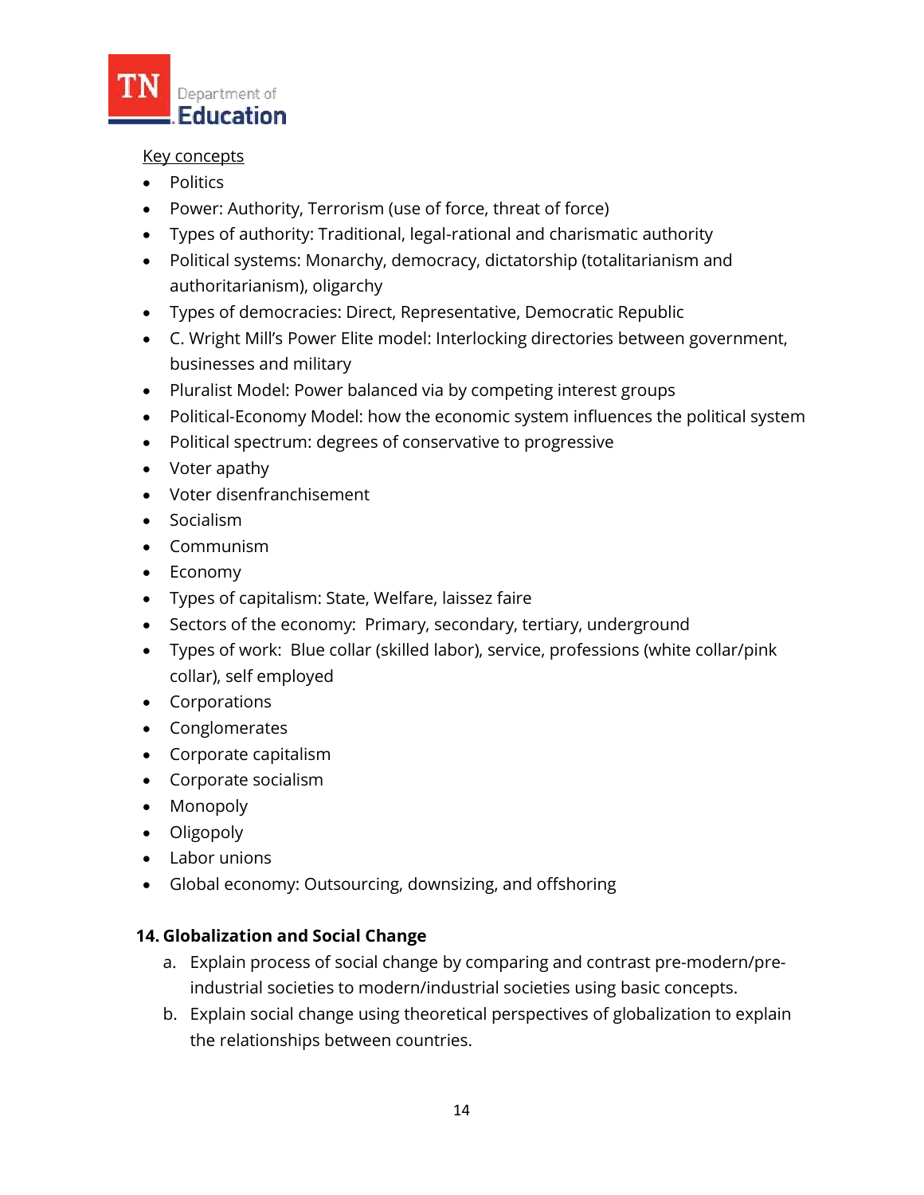Key concepts

- Politics
- Power: Authority, Terrorism (use of force, threat of force)
- Types of authority: Traditional, legal-rational and charismatic authority
- Political systems: Monarchy, democracy, dictatorship (totalitarianism and authoritarianism), oligarchy
- Types of democracies: Direct, Representative, Democratic Republic
- C. Wright Mill's Power Elite model: Interlocking directories between government, businesses and military
- Pluralist Model: Power balanced via by competing interest groups
- Political-Economy Model: how the economic system influences the political system
- Political spectrum: degrees of conservative to progressive
- Voter apathy
- Voter disenfranchisement
- Socialism
- Communism
- Economy
- Types of capitalism: State, Welfare, laissez faire
- Sectors of the economy: Primary, secondary, tertiary, underground
- Types of work: Blue collar (skilled labor), service, professions (white collar/pink collar), self employed
- Corporations
- Conglomerates
- Corporate capitalism
- Corporate socialism
- Monopoly
- Oligopoly
- Labor unions
- Global economy: Outsourcing, downsizing, and offshoring

**14. Globalization and Social Change**

a. Explain process of social change by comparing and contrast pre-modern/pre-industrial societies to modern/industrial societies using basic concepts.
b. Explain social change using theoretical perspectives of globalization to explain the relationships between countries.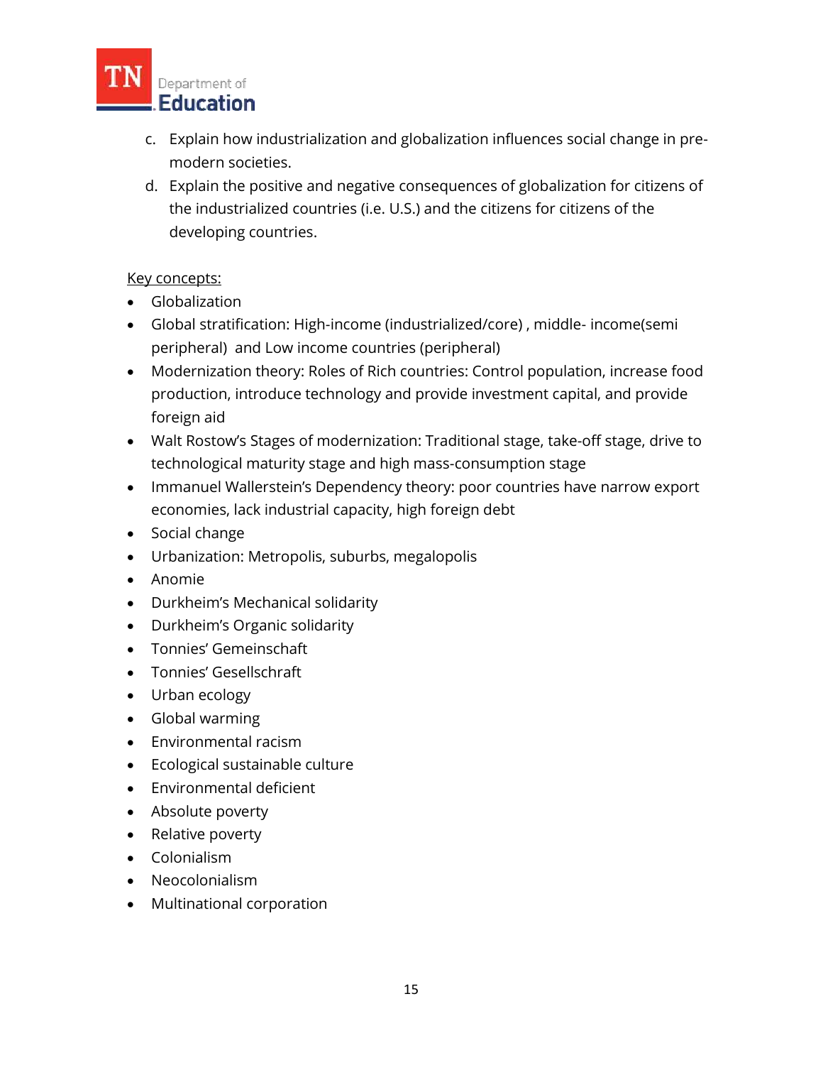c. Explain how industrialization and globalization influences social change in pre-modern societies.

d. Explain the positive and negative consequences of globalization for citizens of the industrialized countries (i.e. U.S.) and the citizens for citizens of the developing countries.

Key concepts:

- Globalization
- Global stratification: High-income (industrialized/core) , middle- income(semi peripheral) and Low income countries (peripheral)
- Modernization theory: Roles of Rich countries: Control population, increase food production, introduce technology and provide investment capital, and provide foreign aid
- Walt Rostow's Stages of modernization: Traditional stage, take-off stage, drive to technological maturity stage and high mass-consumption stage
- Immanuel Wallerstein's Dependency theory: poor countries have narrow export economies, lack industrial capacity, high foreign debt
- Social change
- Urbanization: Metropolis, suburbs, megalopolis
- Anomie
- Durkheim's Mechanical solidarity
- Durkheim's Organic solidarity
- Tonnies' Gemeinschaft
- Tonnies' Gesellschraft
- Urban ecology
- Global warming
- Environmental racism
- Ecological sustainable culture
- Environmental deficient
- Absolute poverty
- Relative poverty
- Colonialism
- Neocolonialism
- Multinational corporation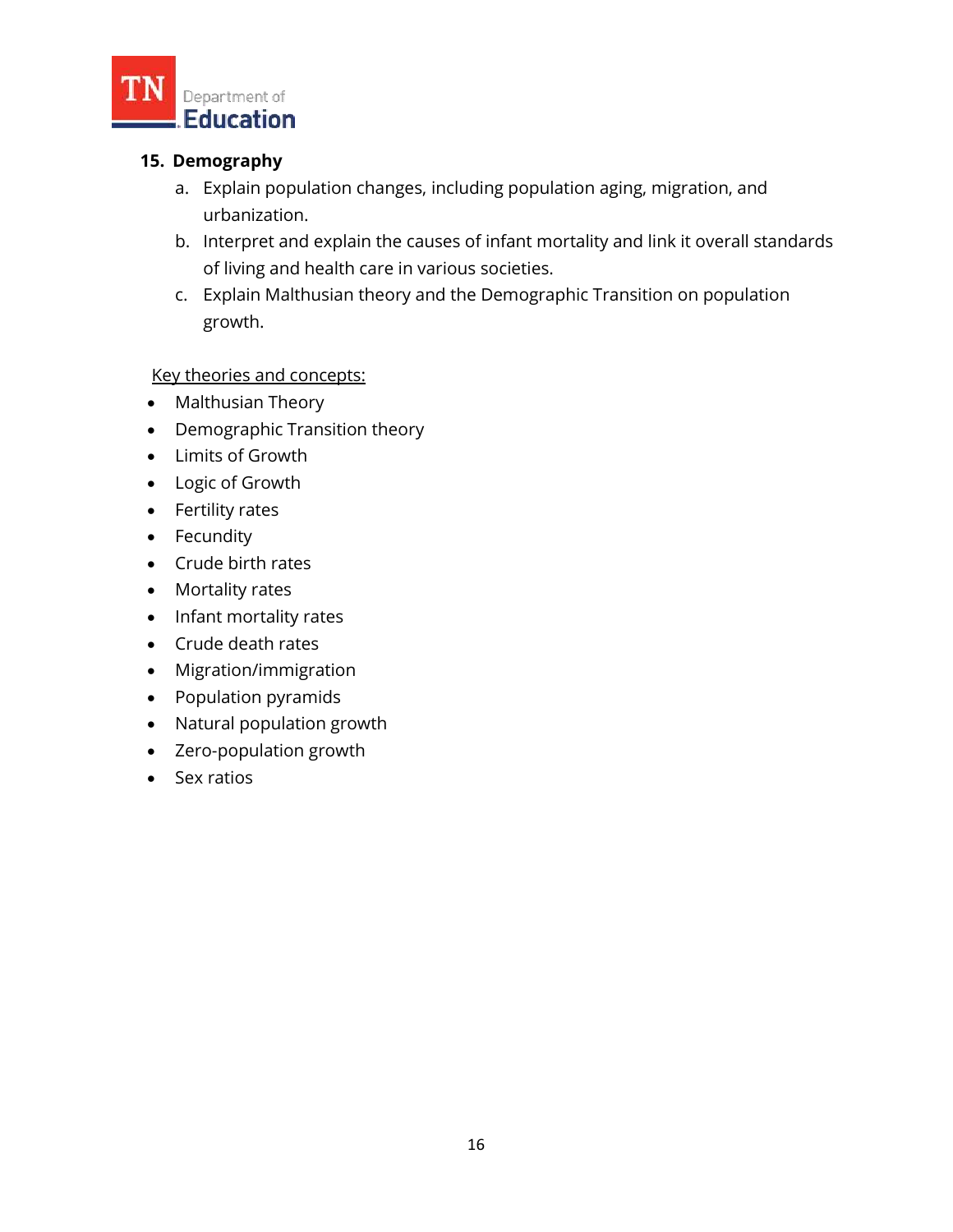**15. Demography**

a. Explain population changes, including population aging, migration, and urbanization.
b. Interpret and explain the causes of infant mortality and link it overall standards of living and health care in various societies.
c. Explain Malthusian theory and the Demographic Transition on population growth.

Key theories and concepts:

- Malthusian Theory
- Demographic Transition theory
- Limits of Growth
- Logic of Growth
- Fertility rates
- Fecundity
- Crude birth rates
- Mortality rates
- Infant mortality rates
- Crude death rates
- Migration/immigration
- Population pyramids
- Natural population growth
- Zero-population growth
- Sex ratios